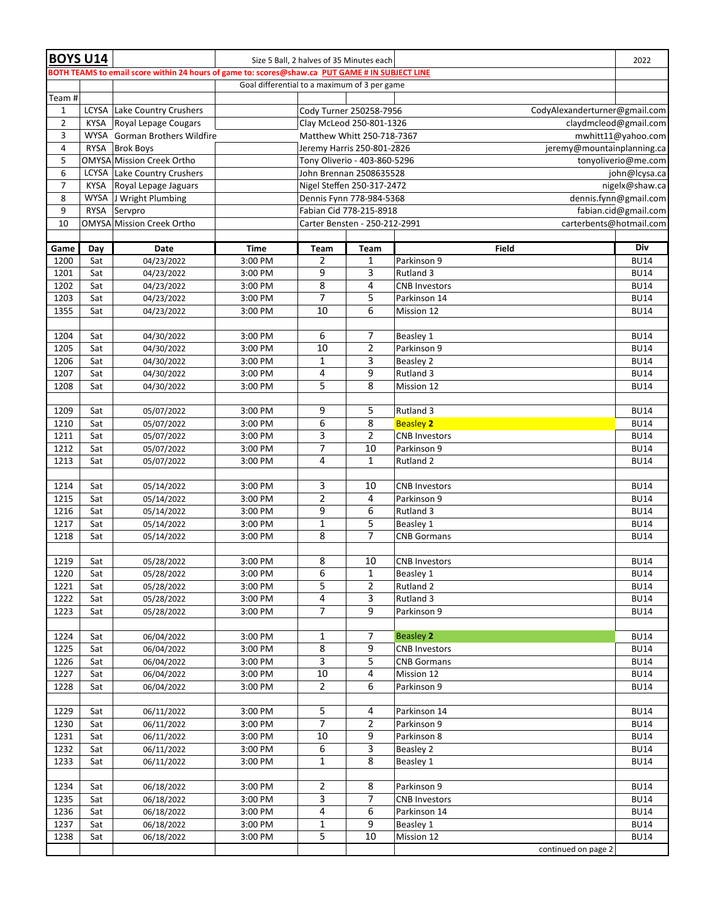# BOYS U14

Size 5 Ball, 2 halves of 35 Minutes each — 2022

**BOTH TEAMS to email score within 24 hours of game to: scores@shaw.ca PUT GAME # IN SUBJECT LINE**

Goal differential to a maximum of 3 per game

| Team # | | | Contact | Email |
|---|---|---|---|---|
| 1 | LCYSA | Lake Country Crushers | Cody Turner 250258-7956 | CodyAlexanderturner@gmail.com |
| 2 | KYSA | Royal Lepage Cougars | Clay McLeod 250-801-1326 | claydmcleod@gmail.com |
| 3 | WYSA | Gorman Brothers Wildfire | Matthew Whitt 250-718-7367 | mwhitt11@yahoo.com |
| 4 | RYSA | Brok Boys | Jeremy Harris 250-801-2826 | jeremy@mountainplanning.ca |
| 5 | OMYSA | Mission Creek Ortho | Tony Oliverio - 403-860-5296 | tonyoliverio@me.com |
| 6 | LCYSA | Lake Country Crushers | John Brennan 2508635528 | john@lcysa.ca |
| 7 | KYSA | Royal Lepage Jaguars | Nigel Steffen 250-317-2472 | nigelx@shaw.ca |
| 8 | WYSA | J Wright Plumbing | Dennis Fynn 778-984-5368 | dennis.fynn@gmail.com |
| 9 | RYSA | Servpro | Fabian Cid 778-215-8918 | fabian.cid@gmail.com |
| 10 | OMYSA | Mission Creek Ortho | Carter Bensten - 250-212-2991 | carterbents@hotmail.com |

| Game | Day | Date | Time | Team | Team | Field | Div |
|---|---|---|---|---|---|---|---|
| 1200 | Sat | 04/23/2022 | 3:00 PM | 2 | 1 | Parkinson 9 | BU14 |
| 1201 | Sat | 04/23/2022 | 3:00 PM | 9 | 3 | Rutland 3 | BU14 |
| 1202 | Sat | 04/23/2022 | 3:00 PM | 8 | 4 | CNB Investors | BU14 |
| 1203 | Sat | 04/23/2022 | 3:00 PM | 7 | 5 | Parkinson 14 | BU14 |
| 1355 | Sat | 04/23/2022 | 3:00 PM | 10 | 6 | Mission 12 | BU14 |
| | | | | | | | |
| 1204 | Sat | 04/30/2022 | 3:00 PM | 6 | 7 | Beasley 1 | BU14 |
| 1205 | Sat | 04/30/2022 | 3:00 PM | 10 | 2 | Parkinson 9 | BU14 |
| 1206 | Sat | 04/30/2022 | 3:00 PM | 1 | 3 | Beasley 2 | BU14 |
| 1207 | Sat | 04/30/2022 | 3:00 PM | 4 | 9 | Rutland 3 | BU14 |
| 1208 | Sat | 04/30/2022 | 3:00 PM | 5 | 8 | Mission 12 | BU14 |
| | | | | | | | |
| 1209 | Sat | 05/07/2022 | 3:00 PM | 9 | 5 | Rutland 3 | BU14 |
| 1210 | Sat | 05/07/2022 | 3:00 PM | 6 | 8 | Beasley **2** | BU14 |
| 1211 | Sat | 05/07/2022 | 3:00 PM | 3 | 2 | CNB Investors | BU14 |
| 1212 | Sat | 05/07/2022 | 3:00 PM | 7 | 10 | Parkinson 9 | BU14 |
| 1213 | Sat | 05/07/2022 | 3:00 PM | 4 | 1 | Rutland 2 | BU14 |
| | | | | | | | |
| 1214 | Sat | 05/14/2022 | 3:00 PM | 3 | 10 | CNB Investors | BU14 |
| 1215 | Sat | 05/14/2022 | 3:00 PM | 2 | 4 | Parkinson 9 | BU14 |
| 1216 | Sat | 05/14/2022 | 3:00 PM | 9 | 6 | Rutland 3 | BU14 |
| 1217 | Sat | 05/14/2022 | 3:00 PM | 1 | 5 | Beasley 1 | BU14 |
| 1218 | Sat | 05/14/2022 | 3:00 PM | 8 | 7 | CNB Gormans | BU14 |
| | | | | | | | |
| 1219 | Sat | 05/28/2022 | 3:00 PM | 8 | 10 | CNB Investors | BU14 |
| 1220 | Sat | 05/28/2022 | 3:00 PM | 6 | 1 | Beasley 1 | BU14 |
| 1221 | Sat | 05/28/2022 | 3:00 PM | 5 | 2 | Rutland 2 | BU14 |
| 1222 | Sat | 05/28/2022 | 3:00 PM | 4 | 3 | Rutland 3 | BU14 |
| 1223 | Sat | 05/28/2022 | 3:00 PM | 7 | 9 | Parkinson 9 | BU14 |
| | | | | | | | |
| 1224 | Sat | 06/04/2022 | 3:00 PM | 1 | 7 | Beasley **2** | BU14 |
| 1225 | Sat | 06/04/2022 | 3:00 PM | 8 | 9 | CNB Investors | BU14 |
| 1226 | Sat | 06/04/2022 | 3:00 PM | 3 | 5 | CNB Gormans | BU14 |
| 1227 | Sat | 06/04/2022 | 3:00 PM | 10 | 4 | Mission 12 | BU14 |
| 1228 | Sat | 06/04/2022 | 3:00 PM | 2 | 6 | Parkinson 9 | BU14 |
| | | | | | | | |
| 1229 | Sat | 06/11/2022 | 3:00 PM | 5 | 4 | Parkinson 14 | BU14 |
| 1230 | Sat | 06/11/2022 | 3:00 PM | 7 | 2 | Parkinson 9 | BU14 |
| 1231 | Sat | 06/11/2022 | 3:00 PM | 10 | 9 | Parkinson 8 | BU14 |
| 1232 | Sat | 06/11/2022 | 3:00 PM | 6 | 3 | Beasley 2 | BU14 |
| 1233 | Sat | 06/11/2022 | 3:00 PM | 1 | 8 | Beasley 1 | BU14 |
| | | | | | | | |
| 1234 | Sat | 06/18/2022 | 3:00 PM | 2 | 8 | Parkinson 9 | BU14 |
| 1235 | Sat | 06/18/2022 | 3:00 PM | 3 | 7 | CNB Investors | BU14 |
| 1236 | Sat | 06/18/2022 | 3:00 PM | 4 | 6 | Parkinson 14 | BU14 |
| 1237 | Sat | 06/18/2022 | 3:00 PM | 1 | 9 | Beasley 1 | BU14 |
| 1238 | Sat | 06/18/2022 | 3:00 PM | 5 | 10 | Mission 12 | BU14 |

continued on page 2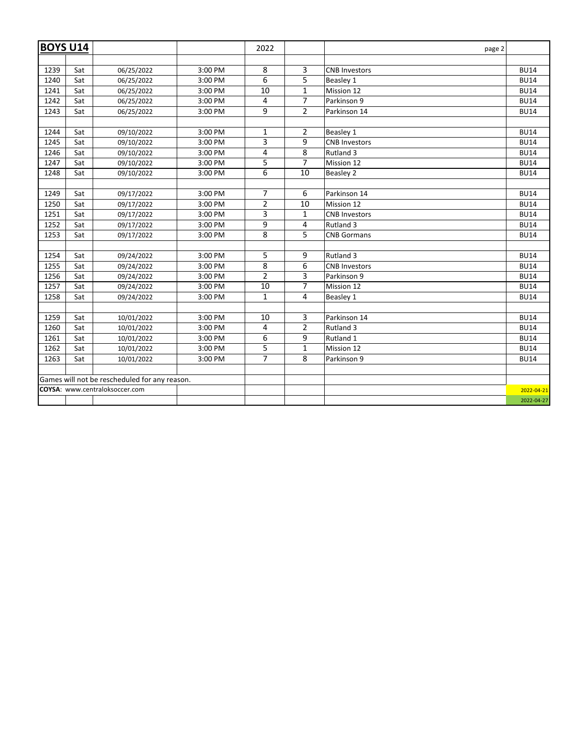| BOYS U14 | | | | 2022 | | | |
|---|---|---|---|---|---|---|---|
| | | | | | | | |
| 1239 | Sat | 06/25/2022 | 3:00 PM | 8 | 3 | CNB Investors | BU14 |
| 1240 | Sat | 06/25/2022 | 3:00 PM | 6 | 5 | Beasley 1 | BU14 |
| 1241 | Sat | 06/25/2022 | 3:00 PM | 10 | 1 | Mission 12 | BU14 |
| 1242 | Sat | 06/25/2022 | 3:00 PM | 4 | 7 | Parkinson 9 | BU14 |
| 1243 | Sat | 06/25/2022 | 3:00 PM | 9 | 2 | Parkinson 14 | BU14 |
| | | | | | | | |
| 1244 | Sat | 09/10/2022 | 3:00 PM | 1 | 2 | Beasley 1 | BU14 |
| 1245 | Sat | 09/10/2022 | 3:00 PM | 3 | 9 | CNB Investors | BU14 |
| 1246 | Sat | 09/10/2022 | 3:00 PM | 4 | 8 | Rutland 3 | BU14 |
| 1247 | Sat | 09/10/2022 | 3:00 PM | 5 | 7 | Mission 12 | BU14 |
| 1248 | Sat | 09/10/2022 | 3:00 PM | 6 | 10 | Beasley 2 | BU14 |
| | | | | | | | |
| 1249 | Sat | 09/17/2022 | 3:00 PM | 7 | 6 | Parkinson 14 | BU14 |
| 1250 | Sat | 09/17/2022 | 3:00 PM | 2 | 10 | Mission 12 | BU14 |
| 1251 | Sat | 09/17/2022 | 3:00 PM | 3 | 1 | CNB Investors | BU14 |
| 1252 | Sat | 09/17/2022 | 3:00 PM | 9 | 4 | Rutland 3 | BU14 |
| 1253 | Sat | 09/17/2022 | 3:00 PM | 8 | 5 | CNB Gormans | BU14 |
| | | | | | | | |
| 1254 | Sat | 09/24/2022 | 3:00 PM | 5 | 9 | Rutland 3 | BU14 |
| 1255 | Sat | 09/24/2022 | 3:00 PM | 8 | 6 | CNB Investors | BU14 |
| 1256 | Sat | 09/24/2022 | 3:00 PM | 2 | 3 | Parkinson 9 | BU14 |
| 1257 | Sat | 09/24/2022 | 3:00 PM | 10 | 7 | Mission 12 | BU14 |
| 1258 | Sat | 09/24/2022 | 3:00 PM | 1 | 4 | Beasley 1 | BU14 |
| | | | | | | | |
| 1259 | Sat | 10/01/2022 | 3:00 PM | 10 | 3 | Parkinson 14 | BU14 |
| 1260 | Sat | 10/01/2022 | 3:00 PM | 4 | 2 | Rutland 3 | BU14 |
| 1261 | Sat | 10/01/2022 | 3:00 PM | 6 | 9 | Rutland 1 | BU14 |
| 1262 | Sat | 10/01/2022 | 3:00 PM | 5 | 1 | Mission 12 | BU14 |
| 1263 | Sat | 10/01/2022 | 3:00 PM | 7 | 8 | Parkinson 9 | BU14 |
| | | | | | | | |
| Games will not be rescheduled for any reason. | | | | | | | |
| **COYSA**: www.centraloksoccer.com | | | | | | | 2022-04-21 |
| | | | | | | | 2022-04-27 |